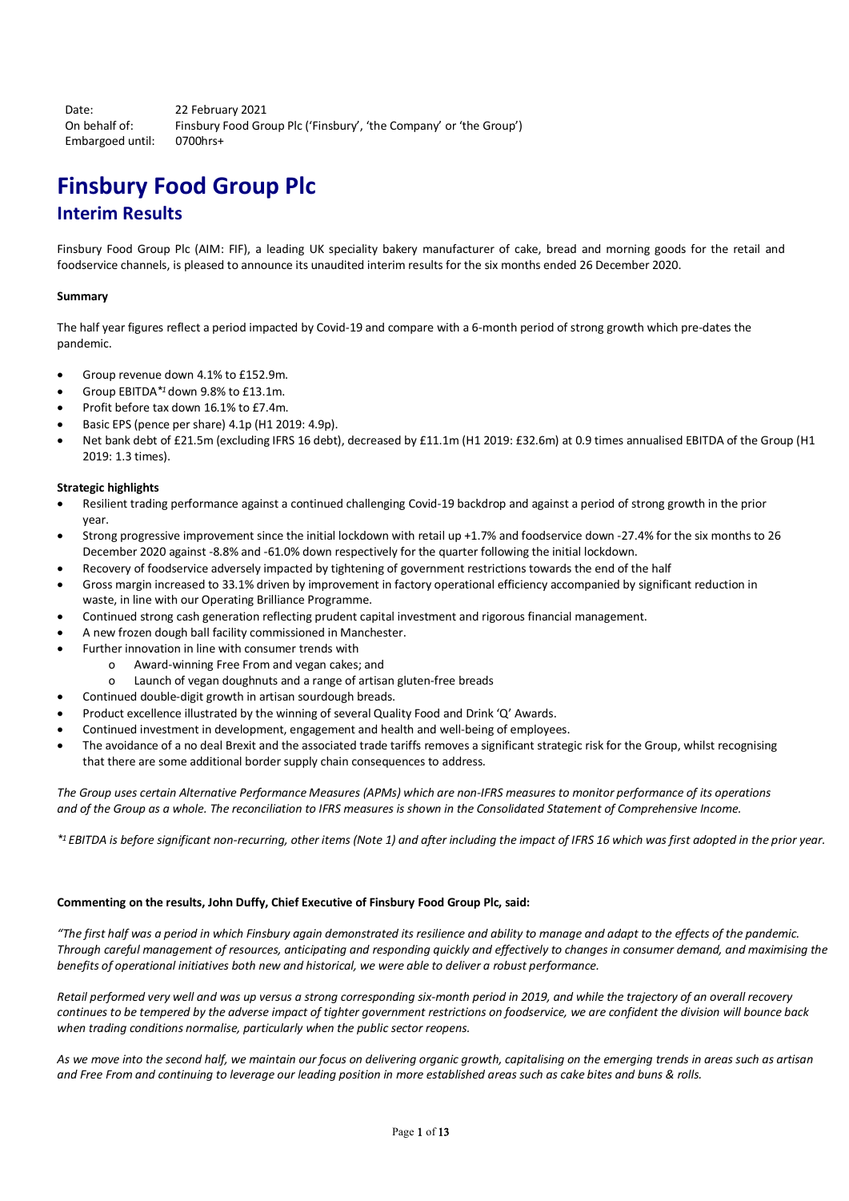| Date: | 22 February 2021 |
|---|---|
| On behalf of: | Finsbury Food Group Plc ('Finsbury', 'the Company' or 'the Group') |
| Embargoed until: | 0700hrs+ |

# Finsbury Food Group Plc

## Interim Results

Finsbury Food Group Plc (AIM: FIF), a leading UK speciality bakery manufacturer of cake, bread and morning goods for the retail and foodservice channels, is pleased to announce its unaudited interim results for the six months ended 26 December 2020.

**Summary**

The half year figures reflect a period impacted by Covid-19 and compare with a 6-month period of strong growth which pre-dates the pandemic.

- Group revenue down 4.1% to £152.9m.
- Group EBITDA*[1] down 9.8% to £13.1m.
- Profit before tax down 16.1% to £7.4m.
- Basic EPS (pence per share) 4.1p (H1 2019: 4.9p).
- Net bank debt of £21.5m (excluding IFRS 16 debt), decreased by £11.1m (H1 2019: £32.6m) at 0.9 times annualised EBITDA of the Group (H1 2019: 1.3 times).

**Strategic highlights**

- Resilient trading performance against a continued challenging Covid-19 backdrop and against a period of strong growth in the prior year.
- Strong progressive improvement since the initial lockdown with retail up +1.7% and foodservice down -27.4% for the six months to 26 December 2020 against -8.8% and -61.0% down respectively for the quarter following the initial lockdown.
- Recovery of foodservice adversely impacted by tightening of government restrictions towards the end of the half
- Gross margin increased to 33.1% driven by improvement in factory operational efficiency accompanied by significant reduction in waste, in line with our Operating Brilliance Programme.
- Continued strong cash generation reflecting prudent capital investment and rigorous financial management.
- A new frozen dough ball facility commissioned in Manchester.
- Further innovation in line with consumer trends with
    - Award-winning Free From and vegan cakes; and
    - Launch of vegan doughnuts and a range of artisan gluten-free breads
- Continued double-digit growth in artisan sourdough breads.
- Product excellence illustrated by the winning of several Quality Food and Drink 'Q' Awards.
- Continued investment in development, engagement and health and well-being of employees.
- The avoidance of a no deal Brexit and the associated trade tariffs removes a significant strategic risk for the Group, whilst recognising that there are some additional border supply chain consequences to address.

*The Group uses certain Alternative Performance Measures (APMs) which are non-IFRS measures to monitor performance of its operations and of the Group as a whole. The reconciliation to IFRS measures is shown in the Consolidated Statement of Comprehensive Income.*

*\*[1] EBITDA is before significant non-recurring, other items (Note 1) and after including the impact of IFRS 16 which was first adopted in the prior year.*

**Commenting on the results, John Duffy, Chief Executive of Finsbury Food Group Plc, said:**

*"The first half was a period in which Finsbury again demonstrated its resilience and ability to manage and adapt to the effects of the pandemic. Through careful management of resources, anticipating and responding quickly and effectively to changes in consumer demand, and maximising the benefits of operational initiatives both new and historical, we were able to deliver a robust performance.*

*Retail performed very well and was up versus a strong corresponding six-month period in 2019, and while the trajectory of an overall recovery continues to be tempered by the adverse impact of tighter government restrictions on foodservice, we are confident the division will bounce back when trading conditions normalise, particularly when the public sector reopens.*

*As we move into the second half, we maintain our focus on delivering organic growth, capitalising on the emerging trends in areas such as artisan and Free From and continuing to leverage our leading position in more established areas such as cake bites and buns & rolls.*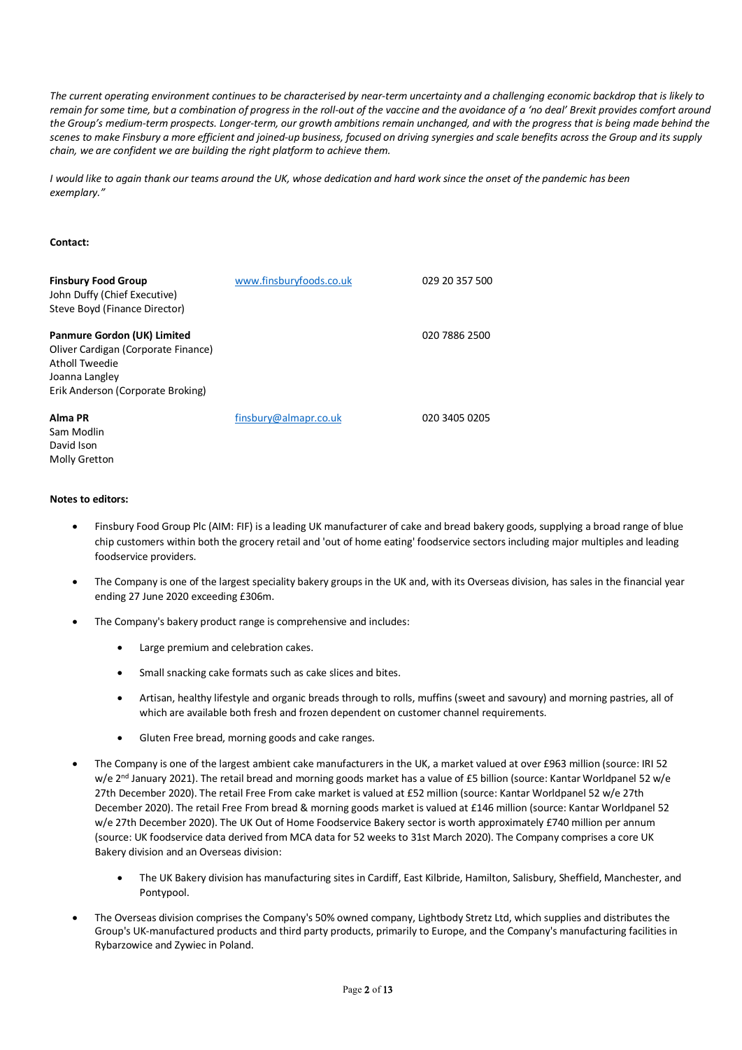*The current operating environment continues to be characterised by near-term uncertainty and a challenging economic backdrop that is likely to remain for some time, but a combination of progress in the roll-out of the vaccine and the avoidance of a 'no deal' Brexit provides comfort around the Group's medium-term prospects. Longer-term, our growth ambitions remain unchanged, and with the progress that is being made behind the scenes to make Finsbury a more efficient and joined-up business, focused on driving synergies and scale benefits across the Group and its supply chain, we are confident we are building the right platform to achieve them.*

*I would like to again thank our teams around the UK, whose dedication and hard work since the onset of the pandemic has been exemplary."*

**Contact:**

| | | |
|---|---|---|
| **Finsbury Food Group**<br>John Duffy (Chief Executive)<br>Steve Boyd (Finance Director) | www.finsburyfoods.co.uk | 029 20 357 500 |
| **Panmure Gordon (UK) Limited**<br>Oliver Cardigan (Corporate Finance)<br>Atholl Tweedie<br>Joanna Langley<br>Erik Anderson (Corporate Broking) | | 020 7886 2500 |
| **Alma PR**<br>Sam Modlin<br>David Ison<br>Molly Gretton | finsbury@almapr.co.uk | 020 3405 0205 |

**Notes to editors:**

- Finsbury Food Group Plc (AIM: FIF) is a leading UK manufacturer of cake and bread bakery goods, supplying a broad range of blue chip customers within both the grocery retail and 'out of home eating' foodservice sectors including major multiples and leading foodservice providers.
- The Company is one of the largest speciality bakery groups in the UK and, with its Overseas division, has sales in the financial year ending 27 June 2020 exceeding £306m.
- The Company's bakery product range is comprehensive and includes:
  - Large premium and celebration cakes.
  - Small snacking cake formats such as cake slices and bites.
  - Artisan, healthy lifestyle and organic breads through to rolls, muffins (sweet and savoury) and morning pastries, all of which are available both fresh and frozen dependent on customer channel requirements.
  - Gluten Free bread, morning goods and cake ranges.
- The Company is one of the largest ambient cake manufacturers in the UK, a market valued at over £963 million (source: IRI 52 w/e 2nd January 2021). The retail bread and morning goods market has a value of £5 billion (source: Kantar Worldpanel 52 w/e 27th December 2020). The retail Free From cake market is valued at £52 million (source: Kantar Worldpanel 52 w/e 27th December 2020). The retail Free From bread & morning goods market is valued at £146 million (source: Kantar Worldpanel 52 w/e 27th December 2020). The UK Out of Home Foodservice Bakery sector is worth approximately £740 million per annum (source: UK foodservice data derived from MCA data for 52 weeks to 31st March 2020). The Company comprises a core UK Bakery division and an Overseas division:
  - The UK Bakery division has manufacturing sites in Cardiff, East Kilbride, Hamilton, Salisbury, Sheffield, Manchester, and Pontypool.
- The Overseas division comprises the Company's 50% owned company, Lightbody Stretz Ltd, which supplies and distributes the Group's UK-manufactured products and third party products, primarily to Europe, and the Company's manufacturing facilities in Rybarzowice and Zywiec in Poland.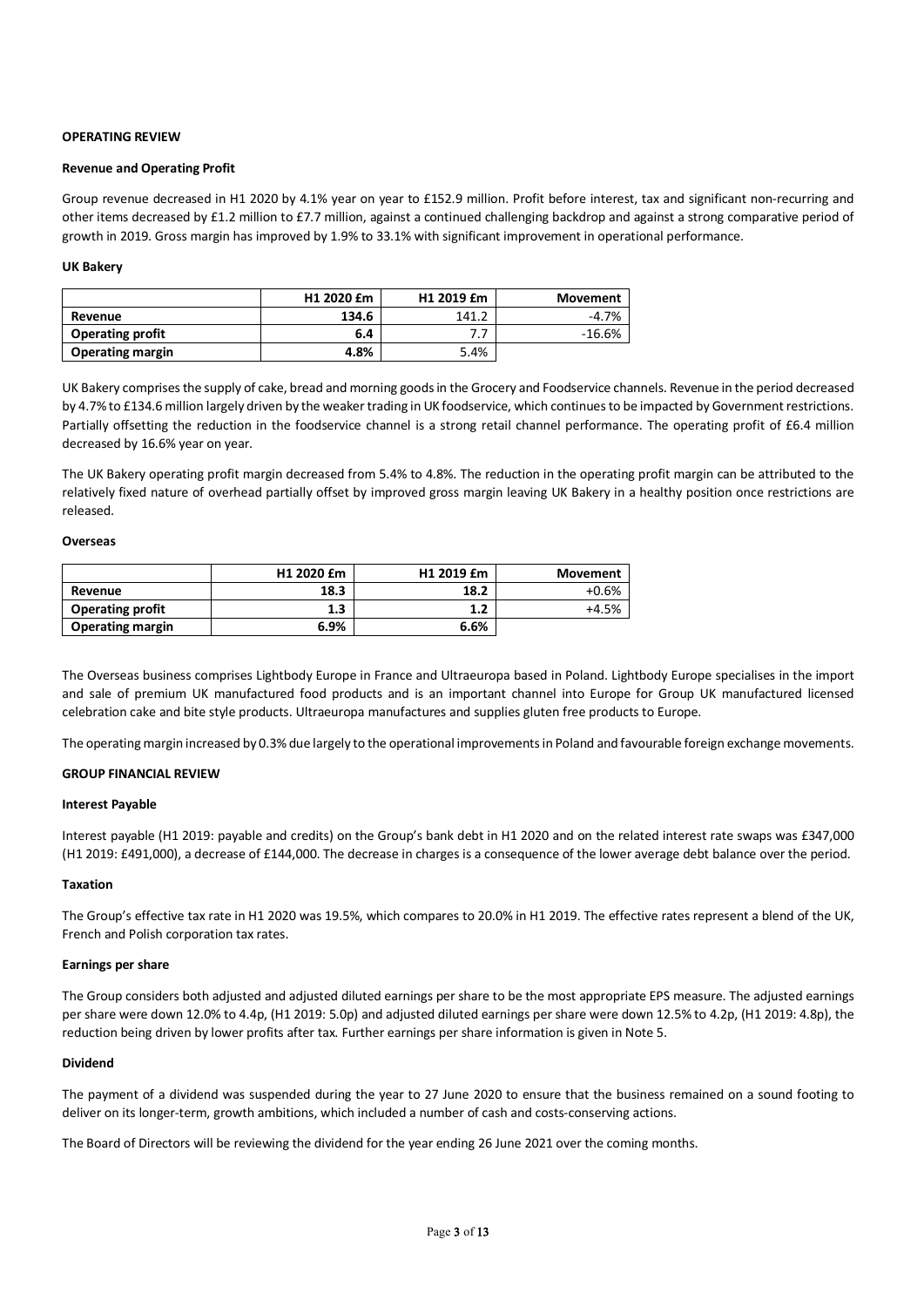## OPERATING REVIEW

### Revenue and Operating Profit

Group revenue decreased in H1 2020 by 4.1% year on year to £152.9 million. Profit before interest, tax and significant non-recurring and other items decreased by £1.2 million to £7.7 million, against a continued challenging backdrop and against a strong comparative period of growth in 2019. Gross margin has improved by 1.9% to 33.1% with significant improvement in operational performance.

### UK Bakery

| | H1 2020 £m | H1 2019 £m | Movement |
|---|---|---|---|
| **Revenue** | **134.6** | 141.2 | -4.7% |
| **Operating profit** | **6.4** | 7.7 | -16.6% |
| **Operating margin** | **4.8%** | 5.4% | |

UK Bakery comprises the supply of cake, bread and morning goods in the Grocery and Foodservice channels. Revenue in the period decreased by 4.7% to £134.6 million largely driven by the weaker trading in UK foodservice, which continues to be impacted by Government restrictions. Partially offsetting the reduction in the foodservice channel is a strong retail channel performance. The operating profit of £6.4 million decreased by 16.6% year on year.

The UK Bakery operating profit margin decreased from 5.4% to 4.8%. The reduction in the operating profit margin can be attributed to the relatively fixed nature of overhead partially offset by improved gross margin leaving UK Bakery in a healthy position once restrictions are released.

### Overseas

| | H1 2020 £m | H1 2019 £m | Movement |
|---|---|---|---|
| **Revenue** | **18.3** | **18.2** | +0.6% |
| **Operating profit** | **1.3** | **1.2** | +4.5% |
| **Operating margin** | **6.9%** | **6.6%** | |

The Overseas business comprises Lightbody Europe in France and Ultraeuropa based in Poland. Lightbody Europe specialises in the import and sale of premium UK manufactured food products and is an important channel into Europe for Group UK manufactured licensed celebration cake and bite style products. Ultraeuropa manufactures and supplies gluten free products to Europe.

The operating margin increased by 0.3% due largely to the operational improvements in Poland and favourable foreign exchange movements.

## GROUP FINANCIAL REVIEW

### Interest Payable

Interest payable (H1 2019: payable and credits) on the Group's bank debt in H1 2020 and on the related interest rate swaps was £347,000 (H1 2019: £491,000), a decrease of £144,000. The decrease in charges is a consequence of the lower average debt balance over the period.

### Taxation

The Group's effective tax rate in H1 2020 was 19.5%, which compares to 20.0% in H1 2019. The effective rates represent a blend of the UK, French and Polish corporation tax rates.

### Earnings per share

The Group considers both adjusted and adjusted diluted earnings per share to be the most appropriate EPS measure. The adjusted earnings per share were down 12.0% to 4.4p, (H1 2019: 5.0p) and adjusted diluted earnings per share were down 12.5% to 4.2p, (H1 2019: 4.8p), the reduction being driven by lower profits after tax. Further earnings per share information is given in Note 5.

### Dividend

The payment of a dividend was suspended during the year to 27 June 2020 to ensure that the business remained on a sound footing to deliver on its longer-term, growth ambitions, which included a number of cash and costs-conserving actions.

The Board of Directors will be reviewing the dividend for the year ending 26 June 2021 over the coming months.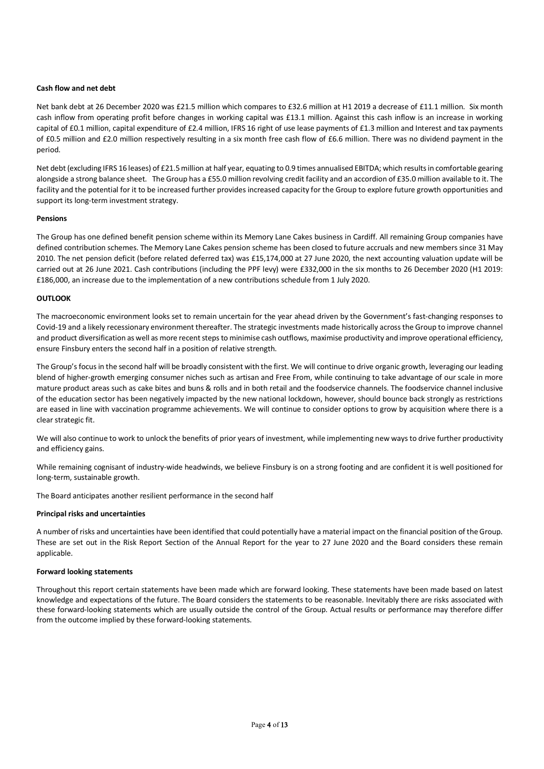**Cash flow and net debt**

Net bank debt at 26 December 2020 was £21.5 million which compares to £32.6 million at H1 2019 a decrease of £11.1 million. Six month cash inflow from operating profit before changes in working capital was £13.1 million. Against this cash inflow is an increase in working capital of £0.1 million, capital expenditure of £2.4 million, IFRS 16 right of use lease payments of £1.3 million and Interest and tax payments of £0.5 million and £2.0 million respectively resulting in a six month free cash flow of £6.6 million. There was no dividend payment in the period.

Net debt (excluding IFRS 16 leases) of £21.5 million at half year, equating to 0.9 times annualised EBITDA; which results in comfortable gearing alongside a strong balance sheet. The Group has a £55.0 million revolving credit facility and an accordion of £35.0 million available to it. The facility and the potential for it to be increased further provides increased capacity for the Group to explore future growth opportunities and support its long-term investment strategy.

**Pensions**

The Group has one defined benefit pension scheme within its Memory Lane Cakes business in Cardiff. All remaining Group companies have defined contribution schemes. The Memory Lane Cakes pension scheme has been closed to future accruals and new members since 31 May 2010. The net pension deficit (before related deferred tax) was £15,174,000 at 27 June 2020, the next accounting valuation update will be carried out at 26 June 2021. Cash contributions (including the PPF levy) were £332,000 in the six months to 26 December 2020 (H1 2019: £186,000, an increase due to the implementation of a new contributions schedule from 1 July 2020.

**OUTLOOK**

The macroeconomic environment looks set to remain uncertain for the year ahead driven by the Government's fast-changing responses to Covid-19 and a likely recessionary environment thereafter. The strategic investments made historically across the Group to improve channel and product diversification as well as more recent steps to minimise cash outflows, maximise productivity and improve operational efficiency, ensure Finsbury enters the second half in a position of relative strength.

The Group's focus in the second half will be broadly consistent with the first. We will continue to drive organic growth, leveraging our leading blend of higher-growth emerging consumer niches such as artisan and Free From, while continuing to take advantage of our scale in more mature product areas such as cake bites and buns & rolls and in both retail and the foodservice channels. The foodservice channel inclusive of the education sector has been negatively impacted by the new national lockdown, however, should bounce back strongly as restrictions are eased in line with vaccination programme achievements. We will continue to consider options to grow by acquisition where there is a clear strategic fit.

We will also continue to work to unlock the benefits of prior years of investment, while implementing new ways to drive further productivity and efficiency gains.

While remaining cognisant of industry-wide headwinds, we believe Finsbury is on a strong footing and are confident it is well positioned for long-term, sustainable growth.

The Board anticipates another resilient performance in the second half

**Principal risks and uncertainties**

A number of risks and uncertainties have been identified that could potentially have a material impact on the financial position of the Group. These are set out in the Risk Report Section of the Annual Report for the year to 27 June 2020 and the Board considers these remain applicable.

**Forward looking statements**

Throughout this report certain statements have been made which are forward looking. These statements have been made based on latest knowledge and expectations of the future. The Board considers the statements to be reasonable. Inevitably there are risks associated with these forward-looking statements which are usually outside the control of the Group. Actual results or performance may therefore differ from the outcome implied by these forward-looking statements.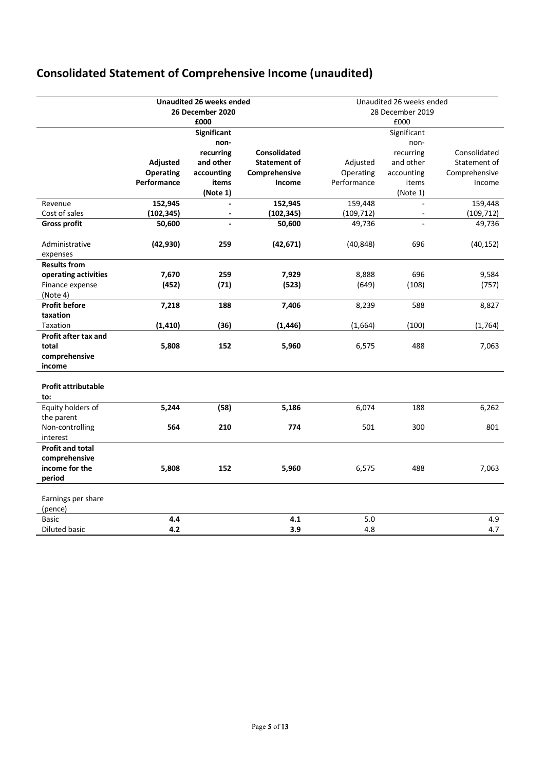# Consolidated Statement of Comprehensive Income (unaudited)

| | **Unaudited 26 weeks ended 26 December 2020 £000** | | | Unaudited 26 weeks ended 28 December 2019 £000 | | |
|---|---|---|---|---|---|---|
| | **Adjusted Operating Performance** | **Significant non-recurring and other accounting items (Note 1)** | **Consolidated Statement of Comprehensive Income** | Adjusted Operating Performance | Significant non-recurring and other accounting items (Note 1) | Consolidated Statement of Comprehensive Income |
| Revenue | **152,945** | **-** | **152,945** | 159,448 | - | 159,448 |
| Cost of sales | **(102,345)** | **-** | **(102,345)** | (109,712) | - | (109,712) |
| **Gross profit** | **50,600** | **-** | **50,600** | 49,736 | - | 49,736 |
| Administrative expenses | **(42,930)** | **259** | **(42,671)** | (40,848) | 696 | (40,152) |
| **Results from operating activities** | **7,670** | **259** | **7,929** | 8,888 | 696 | 9,584 |
| Finance expense (Note 4) | **(452)** | **(71)** | **(523)** | (649) | (108) | (757) |
| **Profit before taxation** | **7,218** | **188** | **7,406** | 8,239 | 588 | 8,827 |
| Taxation | **(1,410)** | **(36)** | **(1,446)** | (1,664) | (100) | (1,764) |
| **Profit after tax and total comprehensive income** | **5,808** | **152** | **5,960** | 6,575 | 488 | 7,063 |
| **Profit attributable to:** | | | | | | |
| Equity holders of the parent | **5,244** | **(58)** | **5,186** | 6,074 | 188 | 6,262 |
| Non-controlling interest | **564** | **210** | **774** | 501 | 300 | 801 |
| **Profit and total comprehensive income for the period** | **5,808** | **152** | **5,960** | 6,575 | 488 | 7,063 |
| Earnings per share (pence) | | | | | | |
| Basic | **4.4** | | **4.1** | 5.0 | | 4.9 |
| Diluted basic | **4.2** | | **3.9** | 4.8 | | 4.7 |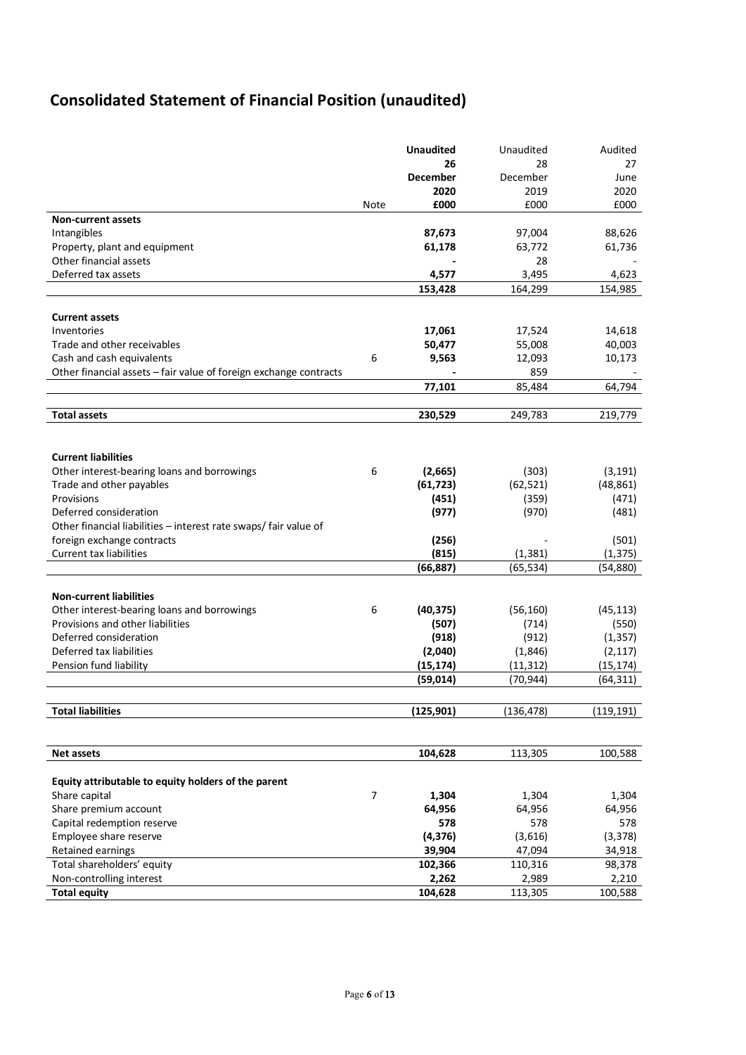# Consolidated Statement of Financial Position (unaudited)

| | Note | **Unaudited 26 December 2020 £000** | Unaudited 28 December 2019 £000 | Audited 27 June 2020 £000 |
|---|---|---|---|---|
| **Non-current assets** | | | | |
| Intangibles | | **87,673** | 97,004 | 88,626 |
| Property, plant and equipment | | **61,178** | 63,772 | 61,736 |
| Other financial assets | | **-** | 28 | - |
| Deferred tax assets | | **4,577** | 3,495 | 4,623 |
| | | **153,428** | 164,299 | 154,985 |
| **Current assets** | | | | |
| Inventories | | **17,061** | 17,524 | 14,618 |
| Trade and other receivables | | **50,477** | 55,008 | 40,003 |
| Cash and cash equivalents | 6 | **9,563** | 12,093 | 10,173 |
| Other financial assets – fair value of foreign exchange contracts | | **-** | 859 | - |
| | | **77,101** | 85,484 | 64,794 |
| **Total assets** | | **230,529** | 249,783 | 219,779 |
| **Current liabilities** | | | | |
| Other interest-bearing loans and borrowings | 6 | **(2,665)** | (303) | (3,191) |
| Trade and other payables | | **(61,723)** | (62,521) | (48,861) |
| Provisions | | **(451)** | (359) | (471) |
| Deferred consideration | | **(977)** | (970) | (481) |
| Other financial liabilities – interest rate swaps/ fair value of foreign exchange contracts | | **(256)** | - | (501) |
| Current tax liabilities | | **(815)** | (1,381) | (1,375) |
| | | **(66,887)** | (65,534) | (54,880) |
| **Non-current liabilities** | | | | |
| Other interest-bearing loans and borrowings | 6 | **(40,375)** | (56,160) | (45,113) |
| Provisions and other liabilities | | **(507)** | (714) | (550) |
| Deferred consideration | | **(918)** | (912) | (1,357) |
| Deferred tax liabilities | | **(2,040)** | (1,846) | (2,117) |
| Pension fund liability | | **(15,174)** | (11,312) | (15,174) |
| | | **(59,014)** | (70,944) | (64,311) |
| **Total liabilities** | | **(125,901)** | (136,478) | (119,191) |
| **Net assets** | | **104,628** | 113,305 | 100,588 |
| **Equity attributable to equity holders of the parent** | | | | |
| Share capital | 7 | **1,304** | 1,304 | 1,304 |
| Share premium account | | **64,956** | 64,956 | 64,956 |
| Capital redemption reserve | | **578** | 578 | 578 |
| Employee share reserve | | **(4,376)** | (3,616) | (3,378) |
| Retained earnings | | **39,904** | 47,094 | 34,918 |
| Total shareholders' equity | | **102,366** | 110,316 | 98,378 |
| Non-controlling interest | | **2,262** | 2,989 | 2,210 |
| **Total equity** | | **104,628** | 113,305 | 100,588 |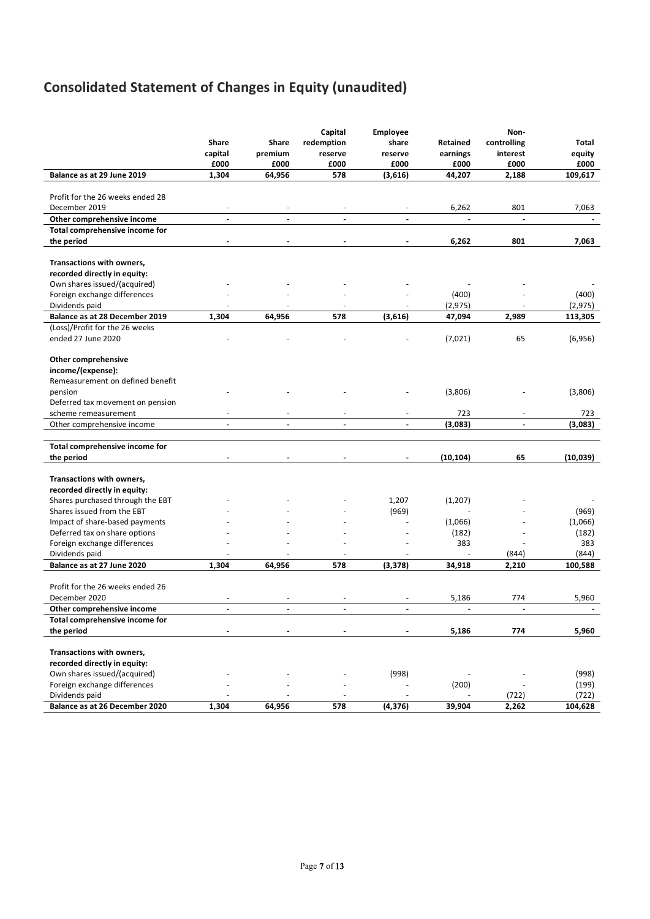# Consolidated Statement of Changes in Equity (unaudited)

| | Share capital £000 | Share premium £000 | Capital redemption reserve £000 | Employee share reserve £000 | Retained earnings £000 | Non-controlling interest £000 | Total equity £000 |
|---|---|---|---|---|---|---|---|
| **Balance as at 29 June 2019** | **1,304** | **64,956** | **578** | **(3,616)** | **44,207** | **2,188** | **109,617** |
| Profit for the 26 weeks ended 28 December 2019 | - | - | - | - | 6,262 | 801 | 7,063 |
| **Other comprehensive income** | **-** | **-** | **-** | **-** | **-** | **-** | **-** |
| **Total comprehensive income for the period** | **-** | **-** | **-** | **-** | **6,262** | **801** | **7,063** |
| **Transactions with owners, recorded directly in equity:** | | | | | | | |
| Own shares issued/(acquired) | - | - | - | - | - | - | - |
| Foreign exchange differences | - | - | - | - | (400) | - | (400) |
| Dividends paid | - | - | - | - | (2,975) | - | (2,975) |
| **Balance as at 28 December 2019** | **1,304** | **64,956** | **578** | **(3,616)** | **47,094** | **2,989** | **113,305** |
| (Loss)/Profit for the 26 weeks ended 27 June 2020 | - | - | - | - | (7,021) | 65 | (6,956) |
| **Other comprehensive income/(expense):** | | | | | | | |
| Remeasurement on defined benefit pension | - | - | - | - | (3,806) | - | (3,806) |
| Deferred tax movement on pension scheme remeasurement | - | - | - | - | 723 | - | 723 |
| Other comprehensive income | **-** | **-** | **-** | **-** | **(3,083)** | **-** | **(3,083)** |
| **Total comprehensive income for the period** | **-** | **-** | **-** | **-** | **(10,104)** | **65** | **(10,039)** |
| **Transactions with owners, recorded directly in equity:** | | | | | | | |
| Shares purchased through the EBT | - | - | - | 1,207 | (1,207) | - | - |
| Shares issued from the EBT | - | - | - | (969) | - | - | (969) |
| Impact of share-based payments | - | - | - | - | (1,066) | - | (1,066) |
| Deferred tax on share options | - | - | - | - | (182) | - | (182) |
| Foreign exchange differences | - | - | - | - | 383 | - | 383 |
| Dividends paid | - | - | - | - | - | (844) | (844) |
| **Balance as at 27 June 2020** | **1,304** | **64,956** | **578** | **(3,378)** | **34,918** | **2,210** | **100,588** |
| Profit for the 26 weeks ended 26 December 2020 | - | - | - | - | 5,186 | 774 | 5,960 |
| **Other comprehensive income** | **-** | **-** | **-** | **-** | **-** | **-** | **-** |
| **Total comprehensive income for the period** | **-** | **-** | **-** | **-** | **5,186** | **774** | **5,960** |
| **Transactions with owners, recorded directly in equity:** | | | | | | | |
| Own shares issued/(acquired) | - | - | - | (998) | - | - | (998) |
| Foreign exchange differences | - | - | - | - | (200) | - | (199) |
| Dividends paid | - | - | - | - | - | (722) | (722) |
| **Balance as at 26 December 2020** | **1,304** | **64,956** | **578** | **(4,376)** | **39,904** | **2,262** | **104,628** |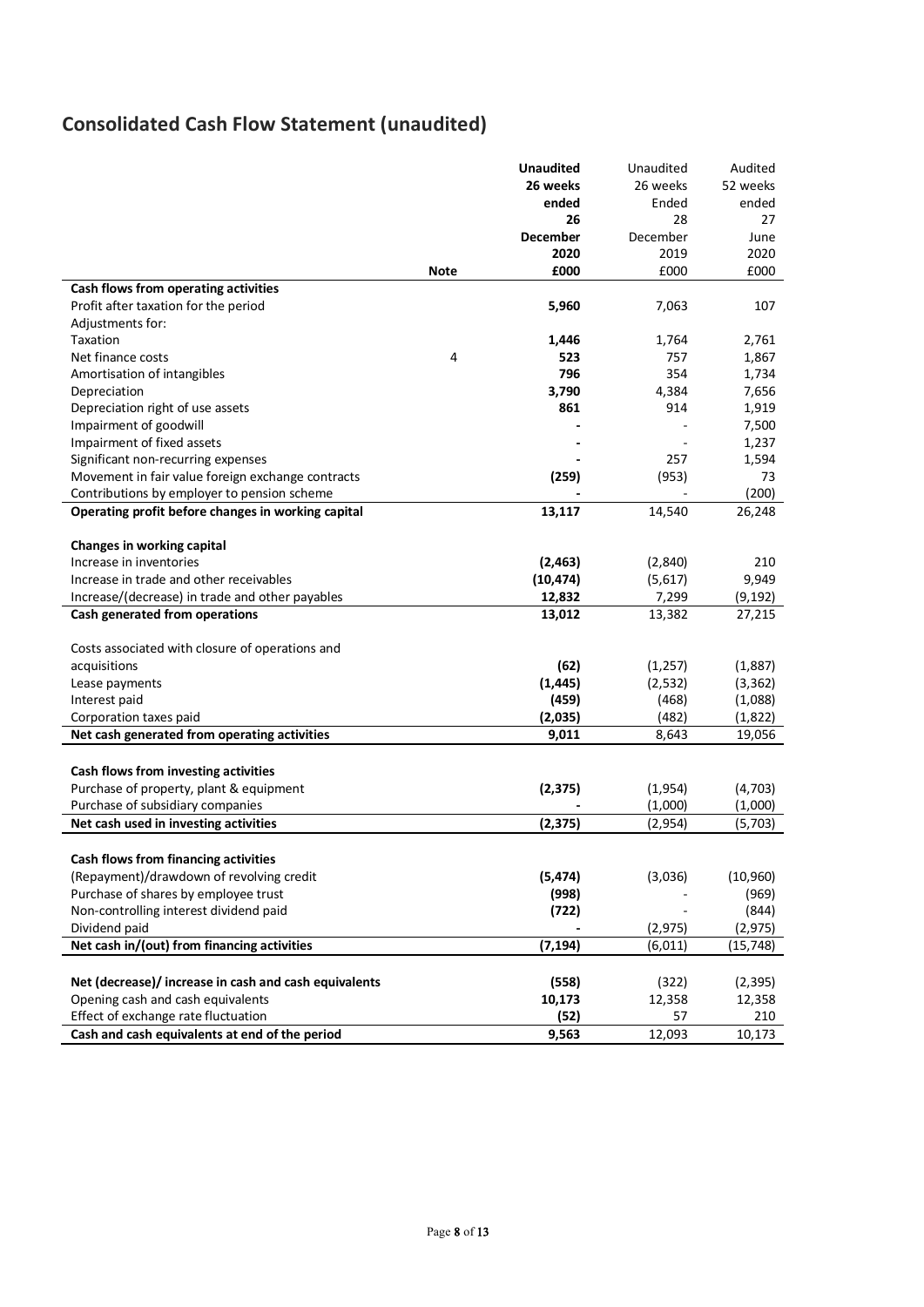# Consolidated Cash Flow Statement (unaudited)

| | Note | **Unaudited 26 weeks ended 26 December 2020 £000** | Unaudited 26 weeks Ended 28 December 2019 £000 | Audited 52 weeks ended 27 June 2020 £000 |
|---|---|---|---|---|
| **Cash flows from operating activities** | | | | |
| Profit after taxation for the period | | **5,960** | 7,063 | 107 |
| Adjustments for: | | | | |
| Taxation | | **1,446** | 1,764 | 2,761 |
| Net finance costs | 4 | **523** | 757 | 1,867 |
| Amortisation of intangibles | | **796** | 354 | 1,734 |
| Depreciation | | **3,790** | 4,384 | 7,656 |
| Depreciation right of use assets | | **861** | 914 | 1,919 |
| Impairment of goodwill | | **-** | - | 7,500 |
| Impairment of fixed assets | | **-** | - | 1,237 |
| Significant non-recurring expenses | | **-** | 257 | 1,594 |
| Movement in fair value foreign exchange contracts | | **(259)** | (953) | 73 |
| Contributions by employer to pension scheme | | **-** | - | (200) |
| **Operating profit before changes in working capital** | | **13,117** | 14,540 | 26,248 |
| | | | | |
| **Changes in working capital** | | | | |
| Increase in inventories | | **(2,463)** | (2,840) | 210 |
| Increase in trade and other receivables | | **(10,474)** | (5,617) | 9,949 |
| Increase/(decrease) in trade and other payables | | **12,832** | 7,299 | (9,192) |
| **Cash generated from operations** | | **13,012** | 13,382 | 27,215 |
| | | | | |
| Costs associated with closure of operations and acquisitions | | **(62)** | (1,257) | (1,887) |
| Lease payments | | **(1,445)** | (2,532) | (3,362) |
| Interest paid | | **(459)** | (468) | (1,088) |
| Corporation taxes paid | | **(2,035)** | (482) | (1,822) |
| **Net cash generated from operating activities** | | **9,011** | 8,643 | 19,056 |
| | | | | |
| **Cash flows from investing activities** | | | | |
| Purchase of property, plant & equipment | | **(2,375)** | (1,954) | (4,703) |
| Purchase of subsidiary companies | | **-** | (1,000) | (1,000) |
| **Net cash used in investing activities** | | **(2,375)** | (2,954) | (5,703) |
| | | | | |
| **Cash flows from financing activities** | | | | |
| (Repayment)/drawdown of revolving credit | | **(5,474)** | (3,036) | (10,960) |
| Purchase of shares by employee trust | | **(998)** | - | (969) |
| Non-controlling interest dividend paid | | **(722)** | - | (844) |
| Dividend paid | | **-** | (2,975) | (2,975) |
| **Net cash in/(out) from financing activities** | | **(7,194)** | (6,011) | (15,748) |
| | | | | |
| **Net (decrease)/ increase in cash and cash equivalents** | | **(558)** | (322) | (2,395) |
| Opening cash and cash equivalents | | **10,173** | 12,358 | 12,358 |
| Effect of exchange rate fluctuation | | **(52)** | 57 | 210 |
| **Cash and cash equivalents at end of the period** | | **9,563** | 12,093 | 10,173 |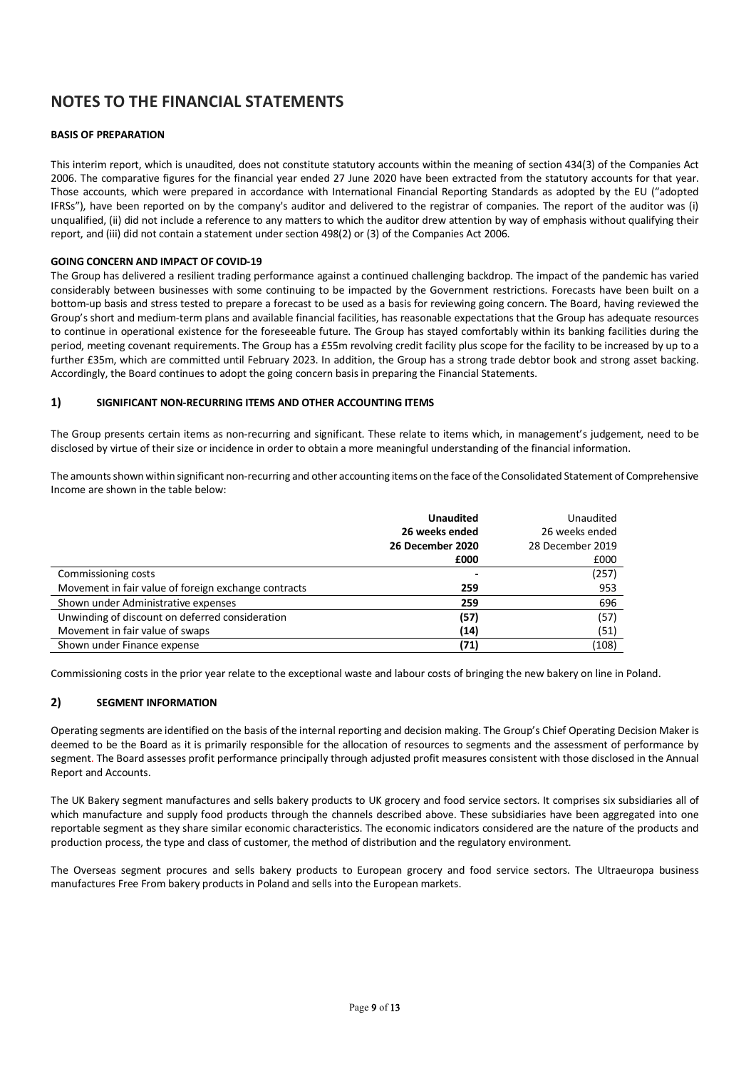# NOTES TO THE FINANCIAL STATEMENTS

**BASIS OF PREPARATION**

This interim report, which is unaudited, does not constitute statutory accounts within the meaning of section 434(3) of the Companies Act 2006. The comparative figures for the financial year ended 27 June 2020 have been extracted from the statutory accounts for that year. Those accounts, which were prepared in accordance with International Financial Reporting Standards as adopted by the EU ("adopted IFRSs"), have been reported on by the company's auditor and delivered to the registrar of companies. The report of the auditor was (i) unqualified, (ii) did not include a reference to any matters to which the auditor drew attention by way of emphasis without qualifying their report, and (iii) did not contain a statement under section 498(2) or (3) of the Companies Act 2006.

**GOING CONCERN AND IMPACT OF COVID-19**

The Group has delivered a resilient trading performance against a continued challenging backdrop. The impact of the pandemic has varied considerably between businesses with some continuing to be impacted by the Government restrictions. Forecasts have been built on a bottom-up basis and stress tested to prepare a forecast to be used as a basis for reviewing going concern. The Board, having reviewed the Group's short and medium-term plans and available financial facilities, has reasonable expectations that the Group has adequate resources to continue in operational existence for the foreseeable future. The Group has stayed comfortably within its banking facilities during the period, meeting covenant requirements. The Group has a £55m revolving credit facility plus scope for the facility to be increased by up to a further £35m, which are committed until February 2023. In addition, the Group has a strong trade debtor book and strong asset backing. Accordingly, the Board continues to adopt the going concern basis in preparing the Financial Statements.

## 1) SIGNIFICANT NON-RECURRING ITEMS AND OTHER ACCOUNTING ITEMS

The Group presents certain items as non-recurring and significant. These relate to items which, in management's judgement, need to be disclosed by virtue of their size or incidence in order to obtain a more meaningful understanding of the financial information.

The amounts shown within significant non-recurring and other accounting items on the face of the Consolidated Statement of Comprehensive Income are shown in the table below:

| | **Unaudited 26 weeks ended 26 December 2020 £000** | Unaudited 26 weeks ended 28 December 2019 £000 |
|---|---|---|
| Commissioning costs | **-** | (257) |
| Movement in fair value of foreign exchange contracts | **259** | 953 |
| Shown under Administrative expenses | **259** | 696 |
| Unwinding of discount on deferred consideration | **(57)** | (57) |
| Movement in fair value of swaps | **(14)** | (51) |
| Shown under Finance expense | **(71)** | (108) |

Commissioning costs in the prior year relate to the exceptional waste and labour costs of bringing the new bakery on line in Poland.

## 2) SEGMENT INFORMATION

Operating segments are identified on the basis of the internal reporting and decision making. The Group's Chief Operating Decision Maker is deemed to be the Board as it is primarily responsible for the allocation of resources to segments and the assessment of performance by segment. The Board assesses profit performance principally through adjusted profit measures consistent with those disclosed in the Annual Report and Accounts.

The UK Bakery segment manufactures and sells bakery products to UK grocery and food service sectors. It comprises six subsidiaries all of which manufacture and supply food products through the channels described above. These subsidiaries have been aggregated into one reportable segment as they share similar economic characteristics. The economic indicators considered are the nature of the products and production process, the type and class of customer, the method of distribution and the regulatory environment.

The Overseas segment procures and sells bakery products to European grocery and food service sectors. The Ultraeuropa business manufactures Free From bakery products in Poland and sells into the European markets.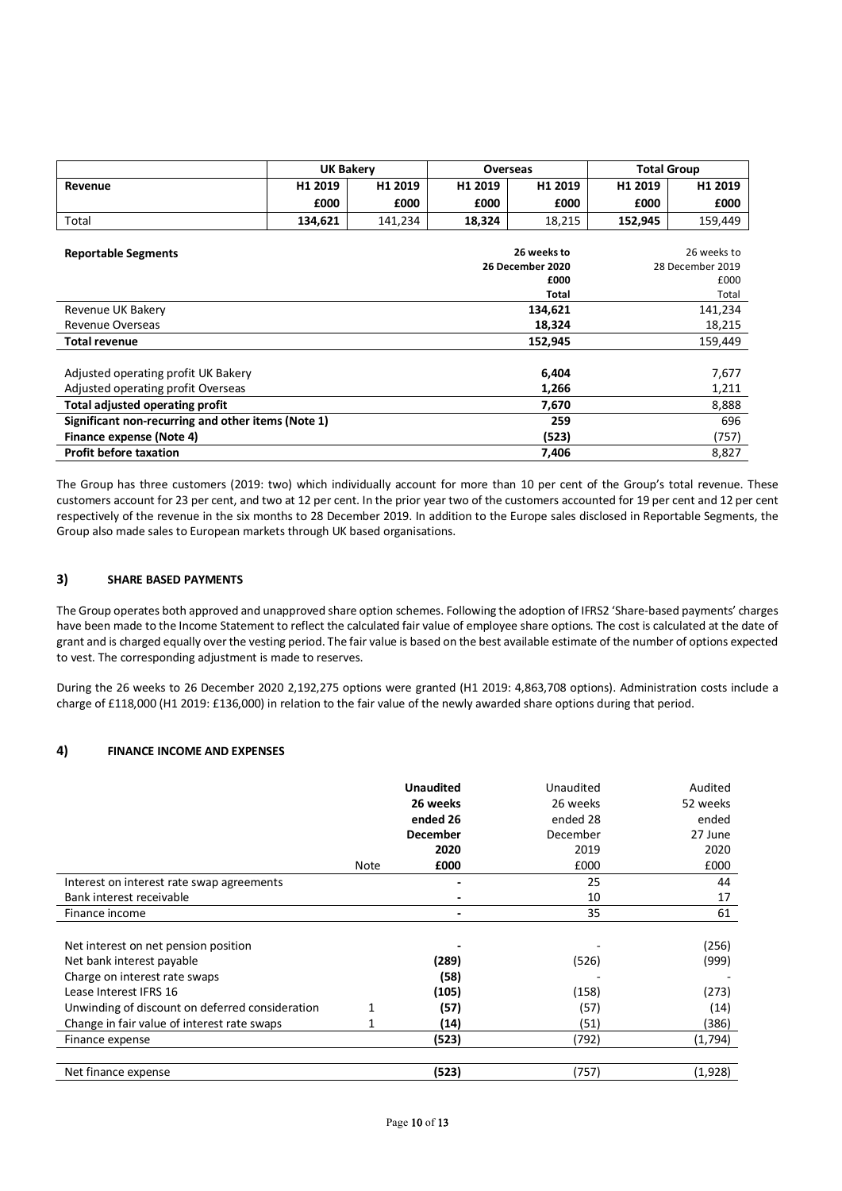| | UK Bakery | | Overseas | | Total Group | |
|---|---|---|---|---|---|---|
| **Revenue** | **H1 2019** | **H1 2019** | **H1 2019** | **H1 2019** | **H1 2019** | **H1 2019** |
| | **£000** | **£000** | **£000** | **£000** | **£000** | **£000** |
| Total | **134,621** | 141,234 | **18,324** | 18,215 | **152,945** | 159,449 |

| **Reportable Segments** | **26 weeks to 26 December 2020 £000 Total** | 26 weeks to 28 December 2019 £000 Total |
|---|---|---|
| Revenue UK Bakery | **134,621** | 141,234 |
| Revenue Overseas | **18,324** | 18,215 |
| **Total revenue** | **152,945** | 159,449 |
| | | |
| Adjusted operating profit UK Bakery | **6,404** | 7,677 |
| Adjusted operating profit Overseas | **1,266** | 1,211 |
| **Total adjusted operating profit** | **7,670** | 8,888 |
| **Significant non-recurring and other items (Note 1)** | **259** | 696 |
| **Finance expense (Note 4)** | **(523)** | (757) |
| **Profit before taxation** | **7,406** | 8,827 |

The Group has three customers (2019: two) which individually account for more than 10 per cent of the Group's total revenue. These customers account for 23 per cent, and two at 12 per cent. In the prior year two of the customers accounted for 19 per cent and 12 per cent respectively of the revenue in the six months to 28 December 2019. In addition to the Europe sales disclosed in Reportable Segments, the Group also made sales to European markets through UK based organisations.

## 3) SHARE BASED PAYMENTS

The Group operates both approved and unapproved share option schemes. Following the adoption of IFRS2 'Share-based payments' charges have been made to the Income Statement to reflect the calculated fair value of employee share options. The cost is calculated at the date of grant and is charged equally over the vesting period. The fair value is based on the best available estimate of the number of options expected to vest. The corresponding adjustment is made to reserves.

During the 26 weeks to 26 December 2020 2,192,275 options were granted (H1 2019: 4,863,708 options). Administration costs include a charge of £118,000 (H1 2019: £136,000) in relation to the fair value of the newly awarded share options during that period.

## 4) FINANCE INCOME AND EXPENSES

| | Note | **Unaudited 26 weeks ended 26 December 2020 £000** | Unaudited 26 weeks ended 28 December 2019 £000 | Audited 52 weeks ended 27 June 2020 £000 |
|---|---|---|---|---|
| Interest on interest rate swap agreements | | **-** | 25 | 44 |
| Bank interest receivable | | **-** | 10 | 17 |
| Finance income | | **-** | 35 | 61 |
| | | | | |
| Net interest on net pension position | | **-** | - | (256) |
| Net bank interest payable | | **(289)** | (526) | (999) |
| Charge on interest rate swaps | | **(58)** | - | - |
| Lease Interest IFRS 16 | | **(105)** | (158) | (273) |
| Unwinding of discount on deferred consideration | 1 | **(57)** | (57) | (14) |
| Change in fair value of interest rate swaps | 1 | **(14)** | (51) | (386) |
| Finance expense | | **(523)** | (792) | (1,794) |
| | | | | |
| Net finance expense | | **(523)** | (757) | (1,928) |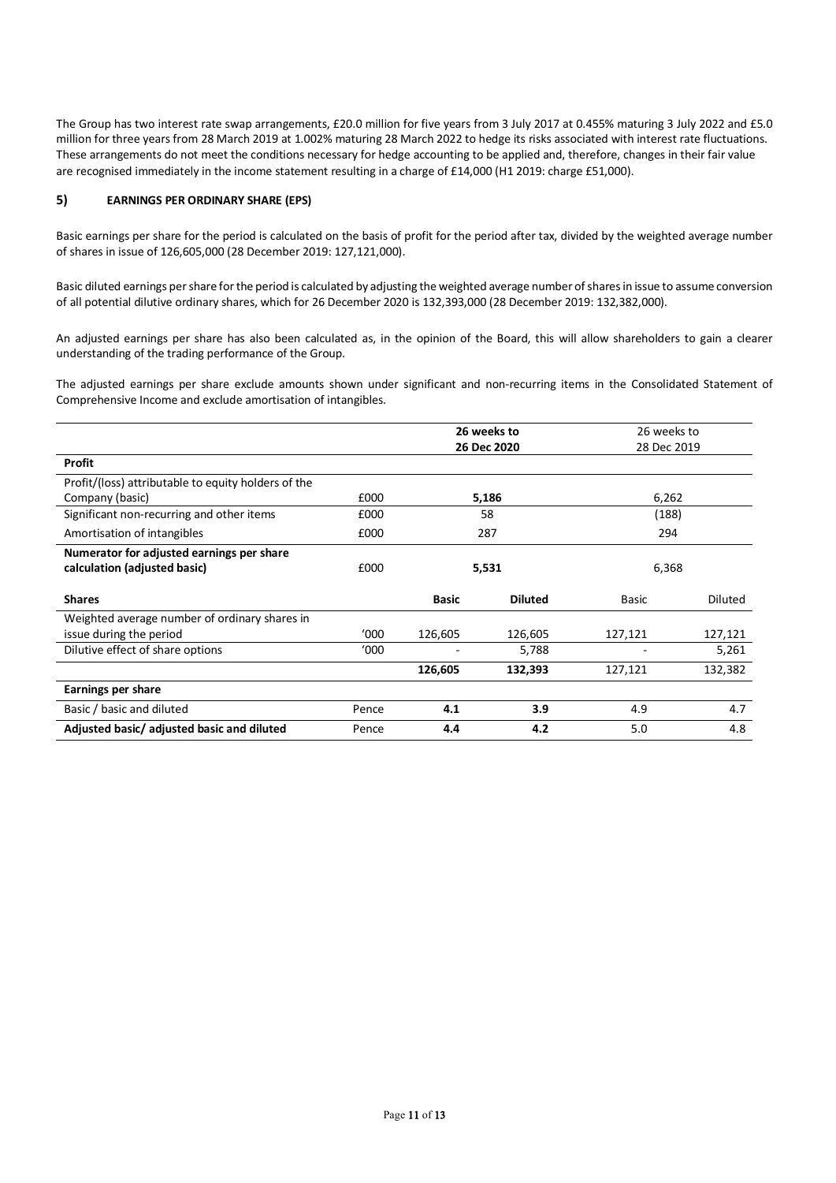The Group has two interest rate swap arrangements, £20.0 million for five years from 3 July 2017 at 0.455% maturing 3 July 2022 and £5.0 million for three years from 28 March 2019 at 1.002% maturing 28 March 2022 to hedge its risks associated with interest rate fluctuations. These arrangements do not meet the conditions necessary for hedge accounting to be applied and, therefore, changes in their fair value are recognised immediately in the income statement resulting in a charge of £14,000 (H1 2019: charge £51,000).

## 5) EARNINGS PER ORDINARY SHARE (EPS)

Basic earnings per share for the period is calculated on the basis of profit for the period after tax, divided by the weighted average number of shares in issue of 126,605,000 (28 December 2019: 127,121,000).

Basic diluted earnings per share for the period is calculated by adjusting the weighted average number of shares in issue to assume conversion of all potential dilutive ordinary shares, which for 26 December 2020 is 132,393,000 (28 December 2019: 132,382,000).

An adjusted earnings per share has also been calculated as, in the opinion of the Board, this will allow shareholders to gain a clearer understanding of the trading performance of the Group.

The adjusted earnings per share exclude amounts shown under significant and non-recurring items in the Consolidated Statement of Comprehensive Income and exclude amortisation of intangibles.

| | | **26 weeks to 26 Dec 2020** | | 26 weeks to 28 Dec 2019 | |
|---|---|---|---|---|---|
| **Profit** | | | | | |
| Profit/(loss) attributable to equity holders of the Company (basic) | £000 | **5,186** | | 6,262 | |
| Significant non-recurring and other items | £000 | 58 | | (188) | |
| Amortisation of intangibles | £000 | 287 | | 294 | |
| **Numerator for adjusted earnings per share calculation (adjusted basic)** | £000 | **5,531** | | 6,368 | |
| **Shares** | | **Basic** | **Diluted** | Basic | Diluted |
| Weighted average number of ordinary shares in issue during the period | '000 | 126,605 | 126,605 | 127,121 | 127,121 |
| Dilutive effect of share options | '000 | - | 5,788 | - | 5,261 |
| | | **126,605** | **132,393** | 127,121 | 132,382 |
| **Earnings per share** | | | | | |
| Basic / basic and diluted | Pence | **4.1** | **3.9** | 4.9 | 4.7 |
| **Adjusted basic/ adjusted basic and diluted** | Pence | **4.4** | **4.2** | 5.0 | 4.8 |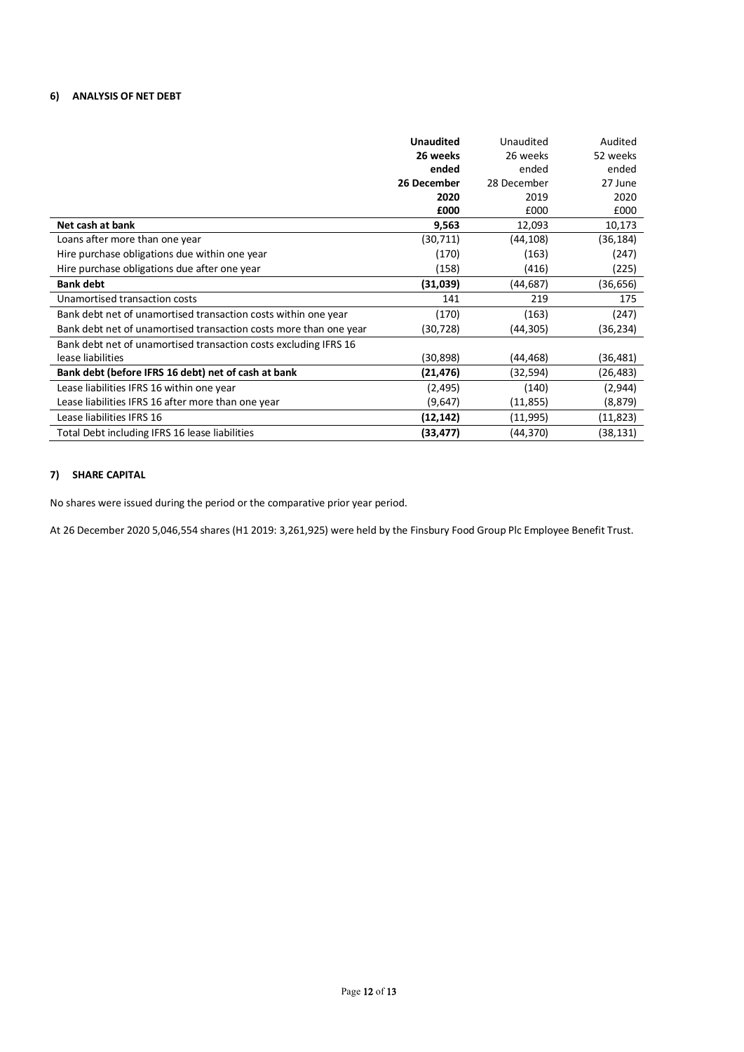### 6) ANALYSIS OF NET DEBT

| | **Unaudited 26 weeks ended 26 December 2020 £000** | Unaudited 26 weeks ended 28 December 2019 £000 | Audited 52 weeks ended 27 June 2020 £000 |
|---|---|---|---|
| **Net cash at bank** | **9,563** | 12,093 | 10,173 |
| Loans after more than one year | (30,711) | (44,108) | (36,184) |
| Hire purchase obligations due within one year | (170) | (163) | (247) |
| Hire purchase obligations due after one year | (158) | (416) | (225) |
| **Bank debt** | **(31,039)** | (44,687) | (36,656) |
| Unamortised transaction costs | 141 | 219 | 175 |
| Bank debt net of unamortised transaction costs within one year | (170) | (163) | (247) |
| Bank debt net of unamortised transaction costs more than one year | (30,728) | (44,305) | (36,234) |
| Bank debt net of unamortised transaction costs excluding IFRS 16 lease liabilities | (30,898) | (44,468) | (36,481) |
| **Bank debt (before IFRS 16 debt) net of cash at bank** | **(21,476)** | (32,594) | (26,483) |
| Lease liabilities IFRS 16 within one year | (2,495) | (140) | (2,944) |
| Lease liabilities IFRS 16 after more than one year | (9,647) | (11,855) | (8,879) |
| Lease liabilities IFRS 16 | **(12,142)** | (11,995) | (11,823) |
| Total Debt including IFRS 16 lease liabilities | **(33,477)** | (44,370) | (38,131) |

### 7) SHARE CAPITAL

No shares were issued during the period or the comparative prior year period.

At 26 December 2020 5,046,554 shares (H1 2019: 3,261,925) were held by the Finsbury Food Group Plc Employee Benefit Trust.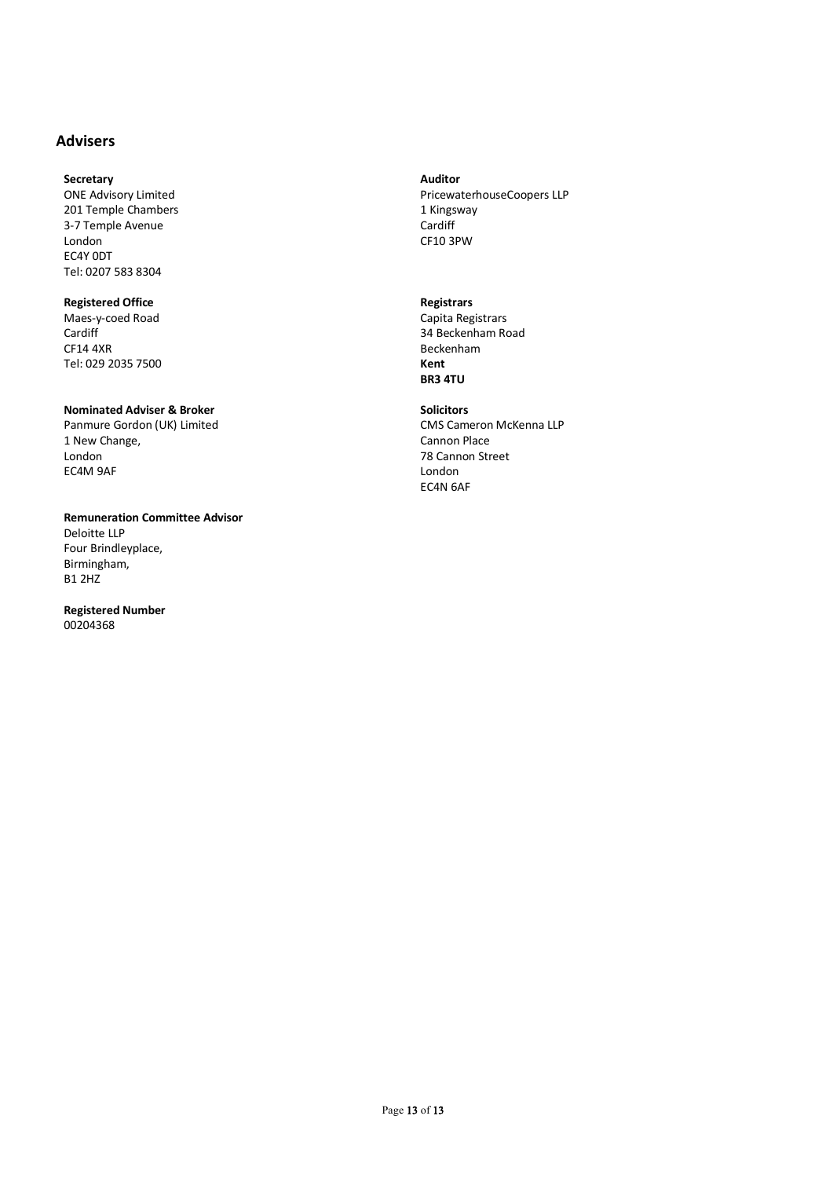## Advisers

**Secretary**
ONE Advisory Limited
201 Temple Chambers
3-7 Temple Avenue
London
EC4Y 0DT
Tel: 0207 583 8304

**Registered Office**
Maes-y-coed Road
Cardiff
CF14 4XR
Tel: 029 2035 7500

**Nominated Adviser & Broker**
Panmure Gordon (UK) Limited
1 New Change,
London
EC4M 9AF

**Remuneration Committee Advisor**
Deloitte LLP
Four Brindleyplace,
Birmingham,
B1 2HZ

**Registered Number**
00204368

**Auditor**
PricewaterhouseCoopers LLP
1 Kingsway
Cardiff
CF10 3PW

**Registrars**
Capita Registrars
34 Beckenham Road
Beckenham
**Kent**
**BR3 4TU**

**Solicitors**
CMS Cameron McKenna LLP
Cannon Place
78 Cannon Street
London
EC4N 6AF